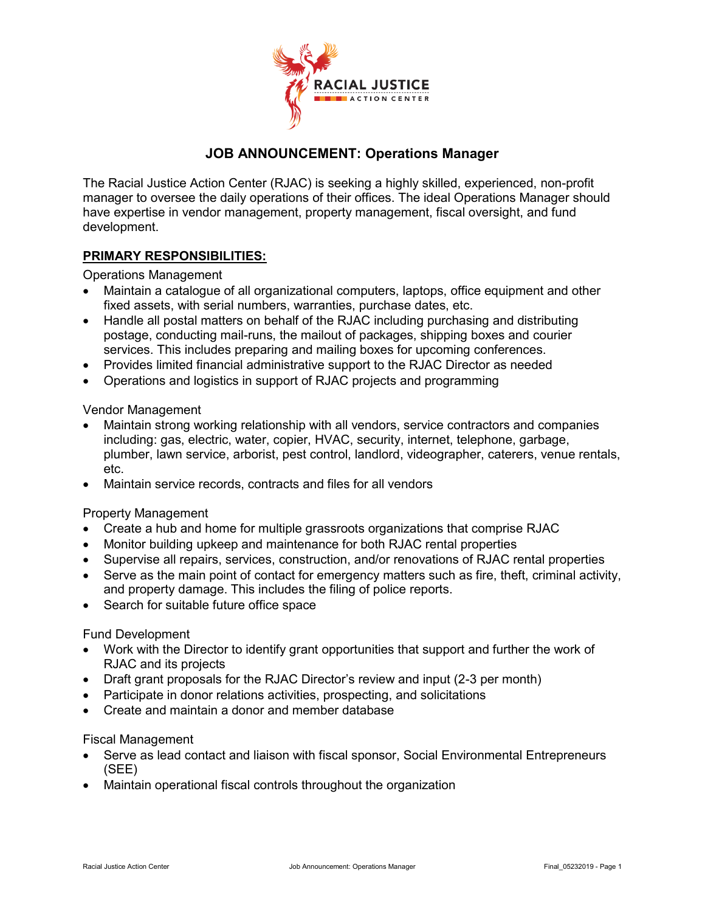# JOB ANNOUNCEMENT: Operations Manager

The Racial Justice Action Center (RJAC) is seeking a highly skilled, experienced, non-profit manager to oversee the daily operations of their offices. The ideal Operations Manager should have expertise in vendor management, property management, fiscal oversight, and fund development.

## PRIMARY RESPONSIBILITIES:

Operations Management

- Maintain a catalogue of all organizational computers, laptops, office equipment and other fixed assets, with serial numbers, warranties, purchase dates, etc.
- Handle all postal matters on behalf of the RJAC including purchasing and distributing postage, conducting mail-runs, the mailout of packages, shipping boxes and courier services. This includes preparing and mailing boxes for upcoming conferences.
- Provides limited financial administrative support to the RJAC Director as needed
- Operations and logistics in support of RJAC projects and programming

Vendor Management

- Maintain strong working relationship with all vendors, service contractors and companies including: gas, electric, water, copier, HVAC, security, internet, telephone, garbage, plumber, lawn service, arborist, pest control, landlord, videographer, caterers, venue rentals, etc.
- Maintain service records, contracts and files for all vendors

Property Management

- Create a hub and home for multiple grassroots organizations that comprise RJAC
- Monitor building upkeep and maintenance for both RJAC rental properties
- Supervise all repairs, services, construction, and/or renovations of RJAC rental properties
- Serve as the main point of contact for emergency matters such as fire, theft, criminal activity, and property damage. This includes the filing of police reports.
- Search for suitable future office space

Fund Development

- Work with the Director to identify grant opportunities that support and further the work of RJAC and its projects
- Draft grant proposals for the RJAC Director's review and input (2-3 per month)
- Participate in donor relations activities, prospecting, and solicitations
- Create and maintain a donor and member database

Fiscal Management

- Serve as lead contact and liaison with fiscal sponsor, Social Environmental Entrepreneurs (SEE)
- Maintain operational fiscal controls throughout the organization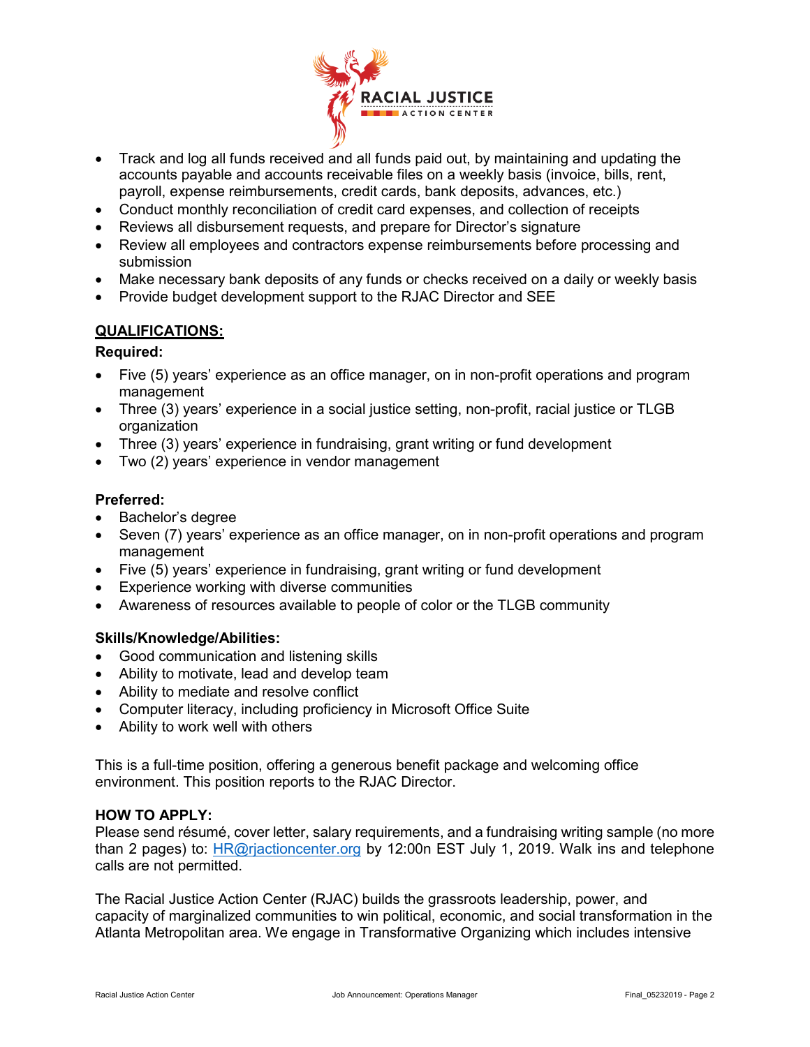- Track and log all funds received and all funds paid out, by maintaining and updating the accounts payable and accounts receivable files on a weekly basis (invoice, bills, rent, payroll, expense reimbursements, credit cards, bank deposits, advances, etc.)
- Conduct monthly reconciliation of credit card expenses, and collection of receipts
- Reviews all disbursement requests, and prepare for Director's signature
- Review all employees and contractors expense reimbursements before processing and submission
- Make necessary bank deposits of any funds or checks received on a daily or weekly basis
- Provide budget development support to the RJAC Director and SEE

## QUALIFICATIONS:

**Required:**

- Five (5) years' experience as an office manager, on in non-profit operations and program management
- Three (3) years' experience in a social justice setting, non-profit, racial justice or TLGB organization
- Three (3) years' experience in fundraising, grant writing or fund development
- Two (2) years' experience in vendor management

**Preferred:**

- Bachelor's degree
- Seven (7) years' experience as an office manager, on in non-profit operations and program management
- Five (5) years' experience in fundraising, grant writing or fund development
- Experience working with diverse communities
- Awareness of resources available to people of color or the TLGB community

**Skills/Knowledge/Abilities:**

- Good communication and listening skills
- Ability to motivate, lead and develop team
- Ability to mediate and resolve conflict
- Computer literacy, including proficiency in Microsoft Office Suite
- Ability to work well with others

This is a full-time position, offering a generous benefit package and welcoming office environment. This position reports to the RJAC Director.

**HOW TO APPLY:**

Please send résumé, cover letter, salary requirements, and a fundraising writing sample (no more than 2 pages) to: HR@rjactioncenter.org by 12:00n EST July 1, 2019. Walk ins and telephone calls are not permitted.

The Racial Justice Action Center (RJAC) builds the grassroots leadership, power, and capacity of marginalized communities to win political, economic, and social transformation in the Atlanta Metropolitan area. We engage in Transformative Organizing which includes intensive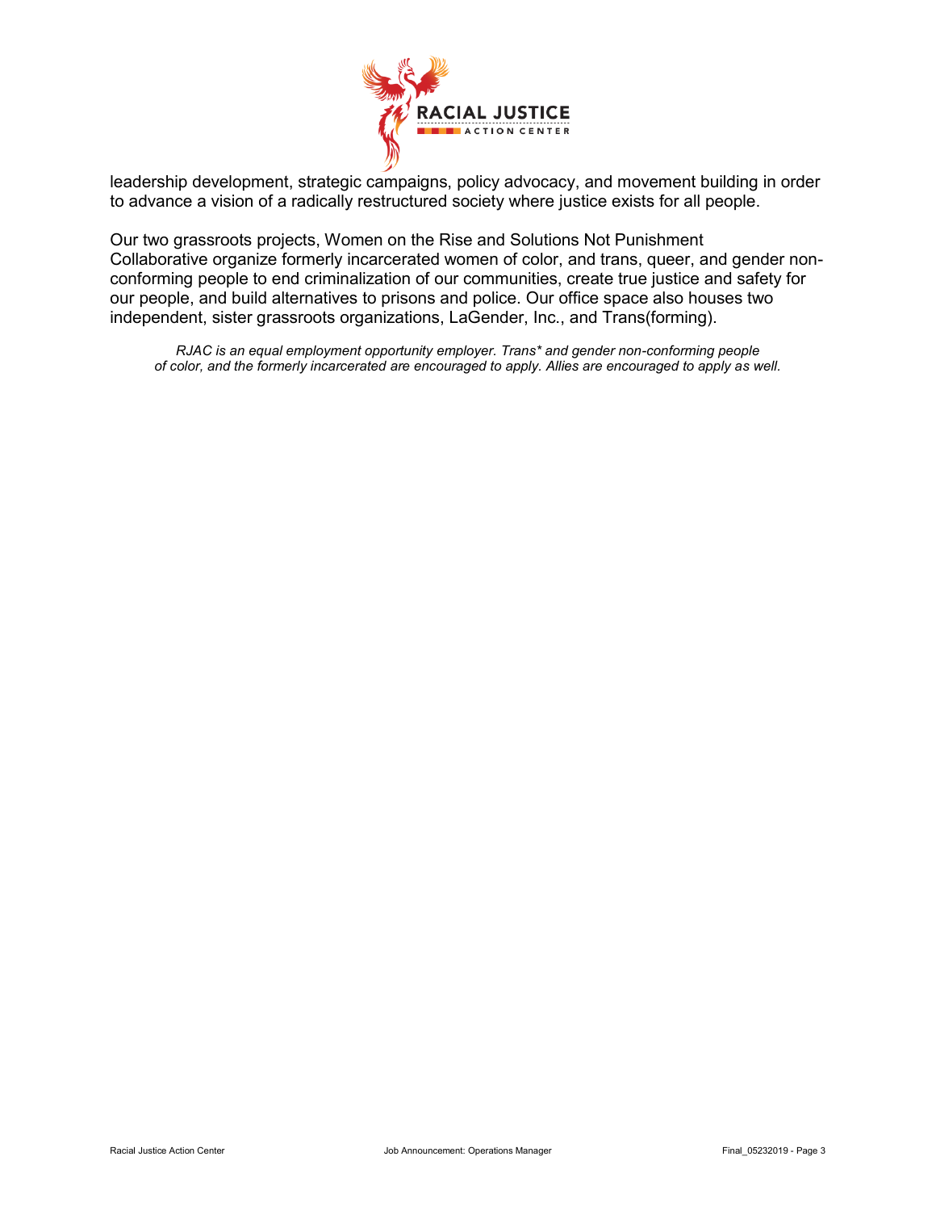leadership development, strategic campaigns, policy advocacy, and movement building in order to advance a vision of a radically restructured society where justice exists for all people.

Our two grassroots projects, Women on the Rise and Solutions Not Punishment Collaborative organize formerly incarcerated women of color, and trans, queer, and gender non-conforming people to end criminalization of our communities, create true justice and safety for our people, and build alternatives to prisons and police. Our office space also houses two independent, sister grassroots organizations, LaGender, Inc., and Trans(forming).

*RJAC is an equal employment opportunity employer. Trans* and gender non-conforming people of color, and the formerly incarcerated are encouraged to apply. Allies are encouraged to apply as well.*